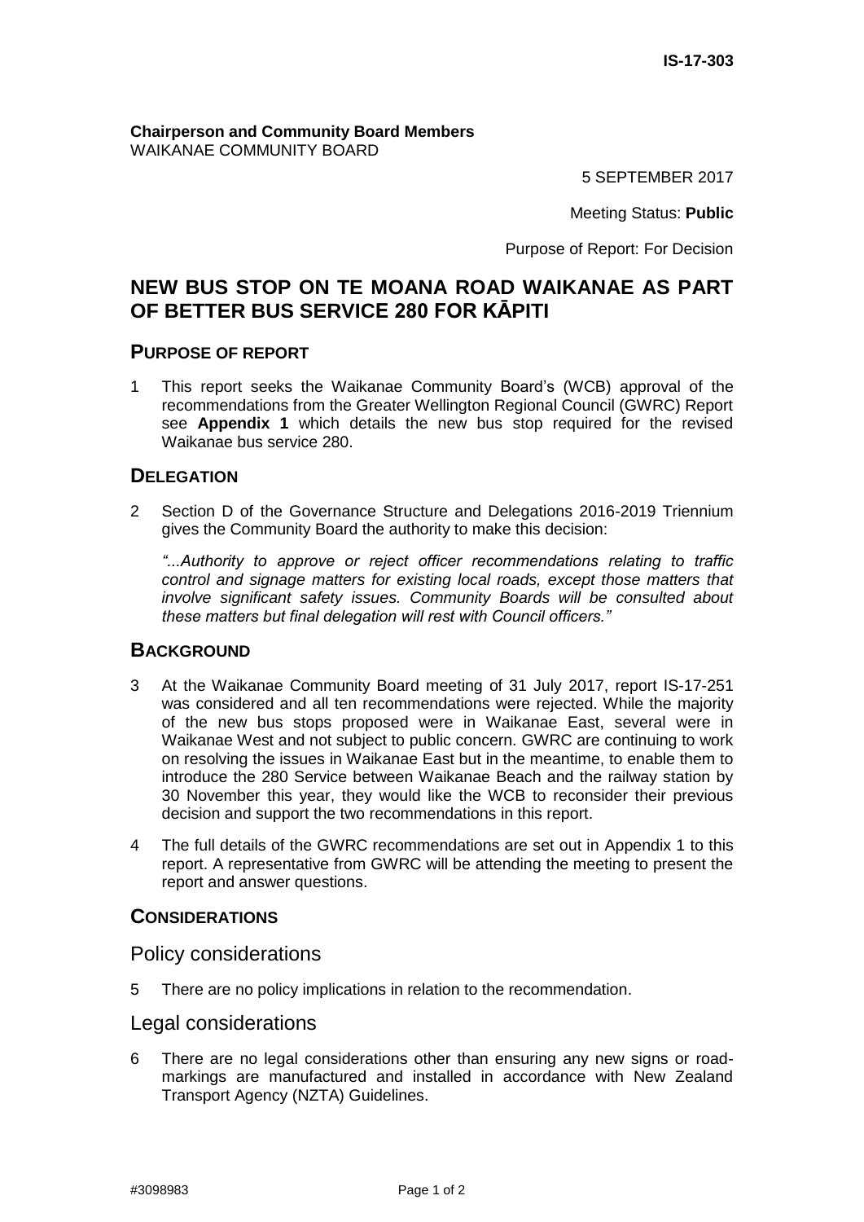IS-17-303

**Chairperson and Community Board Members**
WAIKANAE COMMUNITY BOARD

5 SEPTEMBER 2017

Meeting Status: **Public**

Purpose of Report: For Decision

# NEW BUS STOP ON TE MOANA ROAD WAIKANAE AS PART OF BETTER BUS SERVICE 280 FOR KĀPITI

## PURPOSE OF REPORT

1 This report seeks the Waikanae Community Board's (WCB) approval of the recommendations from the Greater Wellington Regional Council (GWRC) Report see **Appendix 1** which details the new bus stop required for the revised Waikanae bus service 280.

## DELEGATION

2 Section D of the Governance Structure and Delegations 2016-2019 Triennium gives the Community Board the authority to make this decision:

*"...Authority to approve or reject officer recommendations relating to traffic control and signage matters for existing local roads, except those matters that involve significant safety issues. Community Boards will be consulted about these matters but final delegation will rest with Council officers."*

## BACKGROUND

3 At the Waikanae Community Board meeting of 31 July 2017, report IS-17-251 was considered and all ten recommendations were rejected. While the majority of the new bus stops proposed were in Waikanae East, several were in Waikanae West and not subject to public concern. GWRC are continuing to work on resolving the issues in Waikanae East but in the meantime, to enable them to introduce the 280 Service between Waikanae Beach and the railway station by 30 November this year, they would like the WCB to reconsider their previous decision and support the two recommendations in this report.

4 The full details of the GWRC recommendations are set out in Appendix 1 to this report. A representative from GWRC will be attending the meeting to present the report and answer questions.

## CONSIDERATIONS

### Policy considerations

5 There are no policy implications in relation to the recommendation.

### Legal considerations

6 There are no legal considerations other than ensuring any new signs or road-markings are manufactured and installed in accordance with New Zealand Transport Agency (NZTA) Guidelines.

#3098983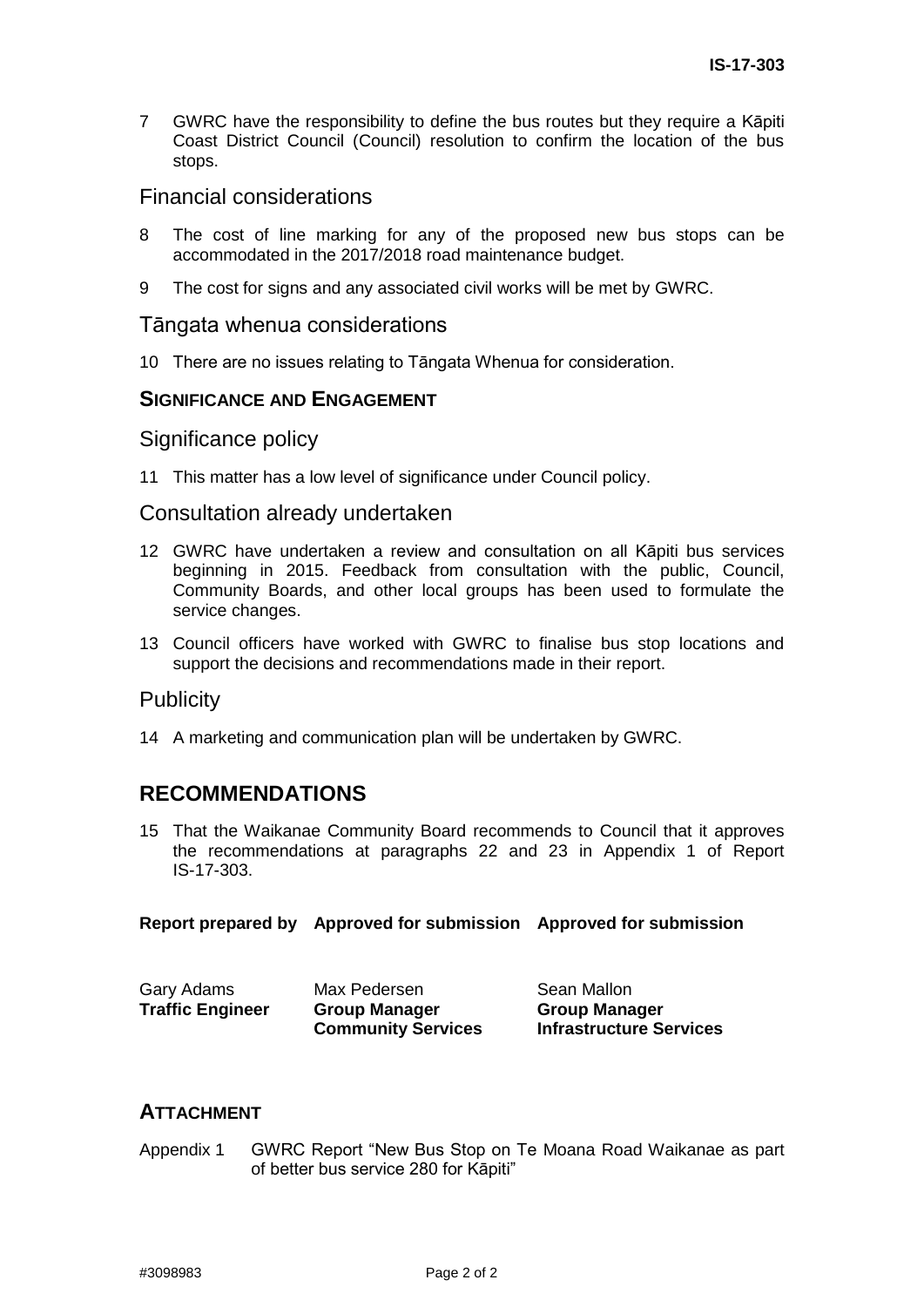7 GWRC have the responsibility to define the bus routes but they require a Kāpiti Coast District Council (Council) resolution to confirm the location of the bus stops.

## Financial considerations

8 The cost of line marking for any of the proposed new bus stops can be accommodated in the 2017/2018 road maintenance budget.

9 The cost for signs and any associated civil works will be met by GWRC.

## Tāngata whenua considerations

10 There are no issues relating to Tāngata Whenua for consideration.

## SIGNIFICANCE AND ENGAGEMENT

### Significance policy

11 This matter has a low level of significance under Council policy.

### Consultation already undertaken

12 GWRC have undertaken a review and consultation on all Kāpiti bus services beginning in 2015. Feedback from consultation with the public, Council, Community Boards, and other local groups has been used to formulate the service changes.

13 Council officers have worked with GWRC to finalise bus stop locations and support the decisions and recommendations made in their report.

### Publicity

14 A marketing and communication plan will be undertaken by GWRC.

## RECOMMENDATIONS

15 That the Waikanae Community Board recommends to Council that it approves the recommendations at paragraphs 22 and 23 in Appendix 1 of Report IS-17-303.

| Report prepared by | Approved for submission | Approved for submission |
|---|---|---|
| Gary Adams<br>**Traffic Engineer** | Max Pedersen<br>**Group Manager Community Services** | Sean Mallon<br>**Group Manager Infrastructure Services** |

## ATTACHMENT

Appendix 1 GWRC Report "New Bus Stop on Te Moana Road Waikanae as part of better bus service 280 for Kāpiti"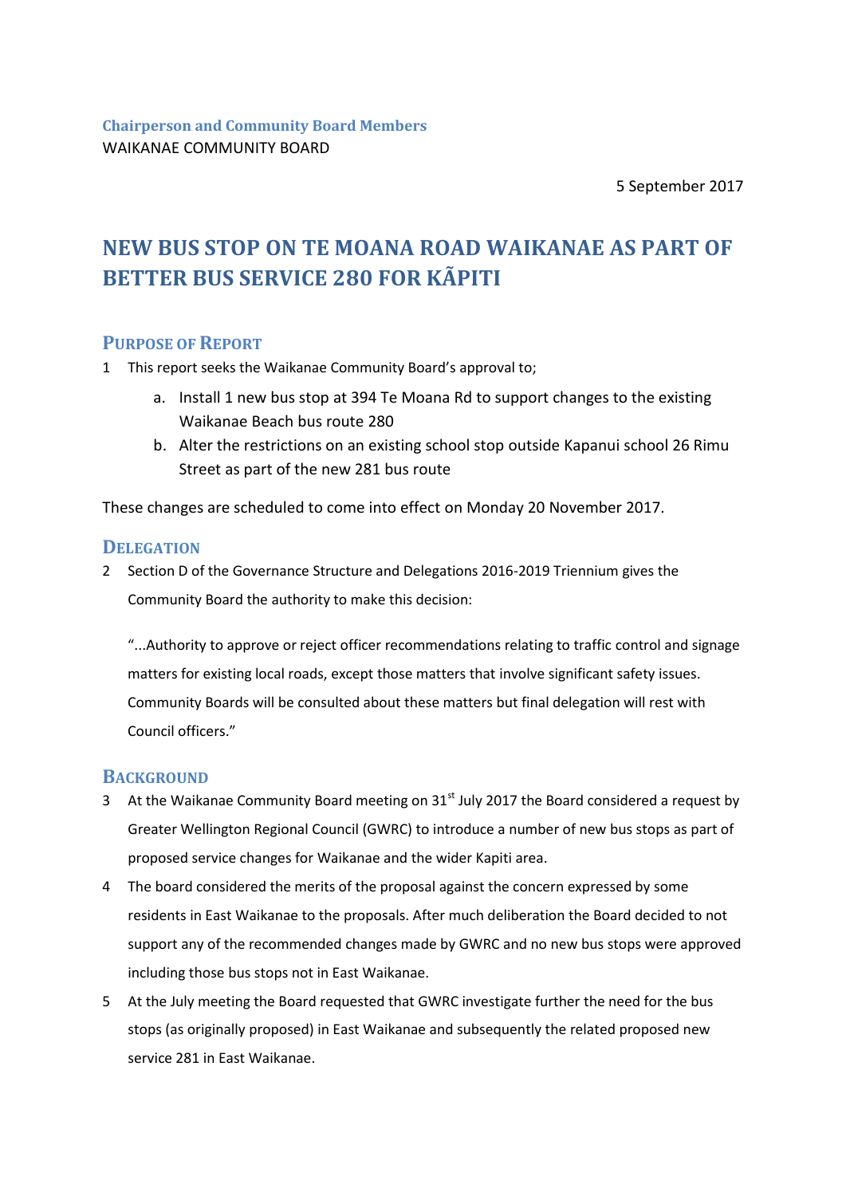**Chairperson and Community Board Members**
WAIKANAE COMMUNITY BOARD

5 September 2017

# NEW BUS STOP ON TE MOANA ROAD WAIKANAE AS PART OF BETTER BUS SERVICE 280 FOR KÃPITI

## PURPOSE OF REPORT

1 This report seeks the Waikanae Community Board's approval to;

   a. Install 1 new bus stop at 394 Te Moana Rd to support changes to the existing Waikanae Beach bus route 280

   b. Alter the restrictions on an existing school stop outside Kapanui school 26 Rimu Street as part of the new 281 bus route

These changes are scheduled to come into effect on Monday 20 November 2017.

## DELEGATION

2 Section D of the Governance Structure and Delegations 2016-2019 Triennium gives the Community Board the authority to make this decision:

"...Authority to approve or reject officer recommendations relating to traffic control and signage matters for existing local roads, except those matters that involve significant safety issues. Community Boards will be consulted about these matters but final delegation will rest with Council officers."

## BACKGROUND

3 At the Waikanae Community Board meeting on 31st July 2017 the Board considered a request by Greater Wellington Regional Council (GWRC) to introduce a number of new bus stops as part of proposed service changes for Waikanae and the wider Kapiti area.

4 The board considered the merits of the proposal against the concern expressed by some residents in East Waikanae to the proposals. After much deliberation the Board decided to not support any of the recommended changes made by GWRC and no new bus stops were approved including those bus stops not in East Waikanae.

5 At the July meeting the Board requested that GWRC investigate further the need for the bus stops (as originally proposed) in East Waikanae and subsequently the related proposed new service 281 in East Waikanae.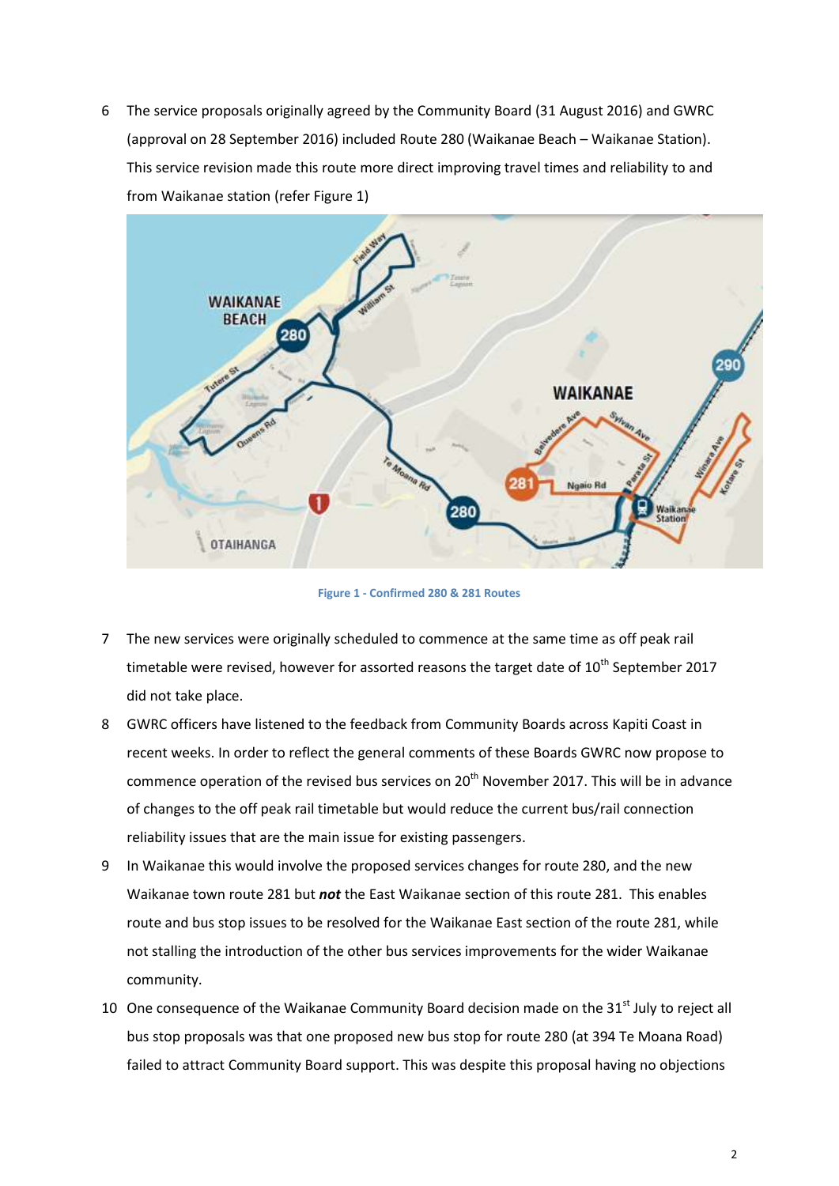6 The service proposals originally agreed by the Community Board (31 August 2016) and GWRC (approval on 28 September 2016) included Route 280 (Waikanae Beach – Waikanae Station). This service revision made this route more direct improving travel times and reliability to and from Waikanae station (refer Figure 1)

Figure 1 - Confirmed 280 & 281 Routes

7 The new services were originally scheduled to commence at the same time as off peak rail timetable were revised, however for assorted reasons the target date of 10th September 2017 did not take place.

8 GWRC officers have listened to the feedback from Community Boards across Kapiti Coast in recent weeks. In order to reflect the general comments of these Boards GWRC now propose to commence operation of the revised bus services on 20th November 2017. This will be in advance of changes to the off peak rail timetable but would reduce the current bus/rail connection reliability issues that are the main issue for existing passengers.

9 In Waikanae this would involve the proposed services changes for route 280, and the new Waikanae town route 281 but ***not*** the East Waikanae section of this route 281. This enables route and bus stop issues to be resolved for the Waikanae East section of the route 281, while not stalling the introduction of the other bus services improvements for the wider Waikanae community.

10 One consequence of the Waikanae Community Board decision made on the 31st July to reject all bus stop proposals was that one proposed new bus stop for route 280 (at 394 Te Moana Road) failed to attract Community Board support. This was despite this proposal having no objections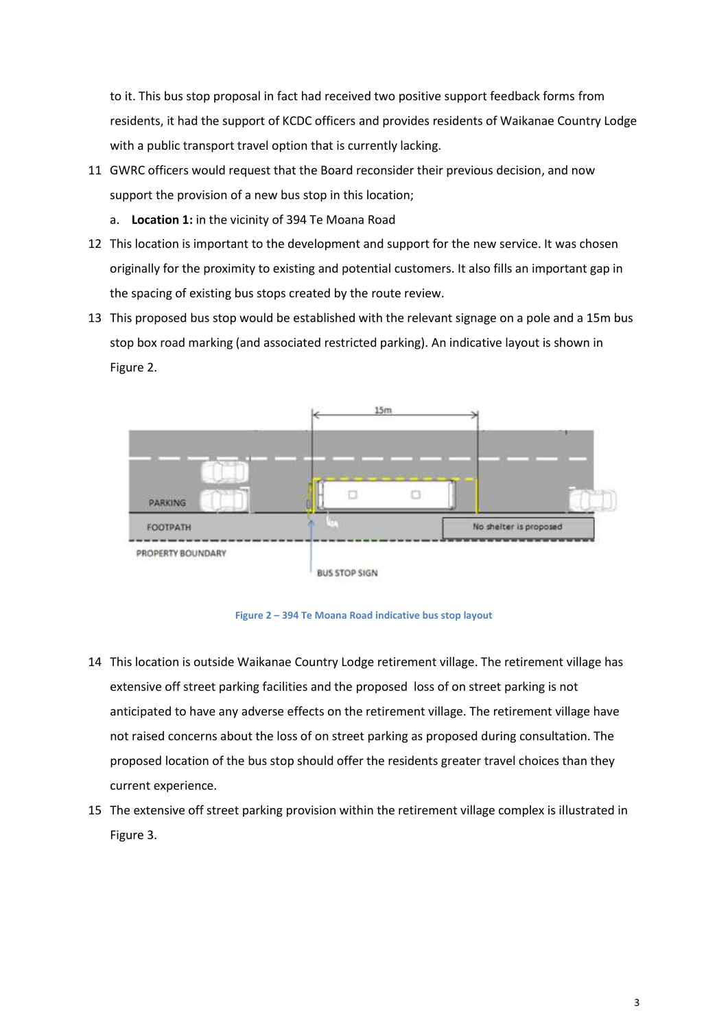to it. This bus stop proposal in fact had received two positive support feedback forms from residents, it had the support of KCDC officers and provides residents of Waikanae Country Lodge with a public transport travel option that is currently lacking.

11 GWRC officers would request that the Board reconsider their previous decision, and now support the provision of a new bus stop in this location;

    a. **Location 1:** in the vicinity of 394 Te Moana Road

12 This location is important to the development and support for the new service. It was chosen originally for the proximity to existing and potential customers. It also fills an important gap in the spacing of existing bus stops created by the route review.

13 This proposed bus stop would be established with the relevant signage on a pole and a 15m bus stop box road marking (and associated restricted parking). An indicative layout is shown in Figure 2.

Figure 2 – 394 Te Moana Road indicative bus stop layout

14 This location is outside Waikanae Country Lodge retirement village. The retirement village has extensive off street parking facilities and the proposed loss of on street parking is not anticipated to have any adverse effects on the retirement village. The retirement village have not raised concerns about the loss of on street parking as proposed during consultation. The proposed location of the bus stop should offer the residents greater travel choices than they current experience.

15 The extensive off street parking provision within the retirement village complex is illustrated in Figure 3.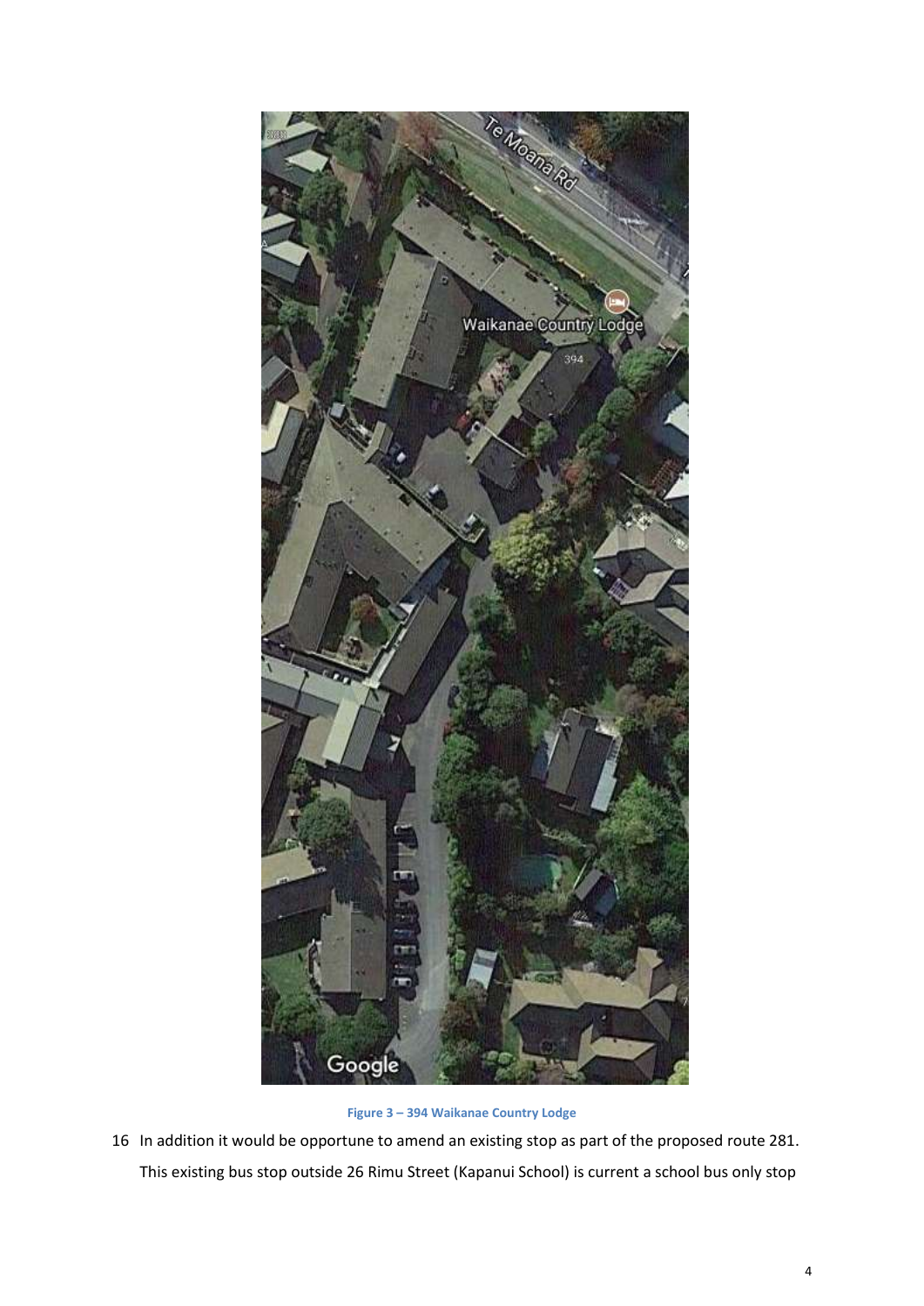Figure 3 – 394 Waikanae Country Lodge

16 In addition it would be opportune to amend an existing stop as part of the proposed route 281. This existing bus stop outside 26 Rimu Street (Kapanui School) is current a school bus only stop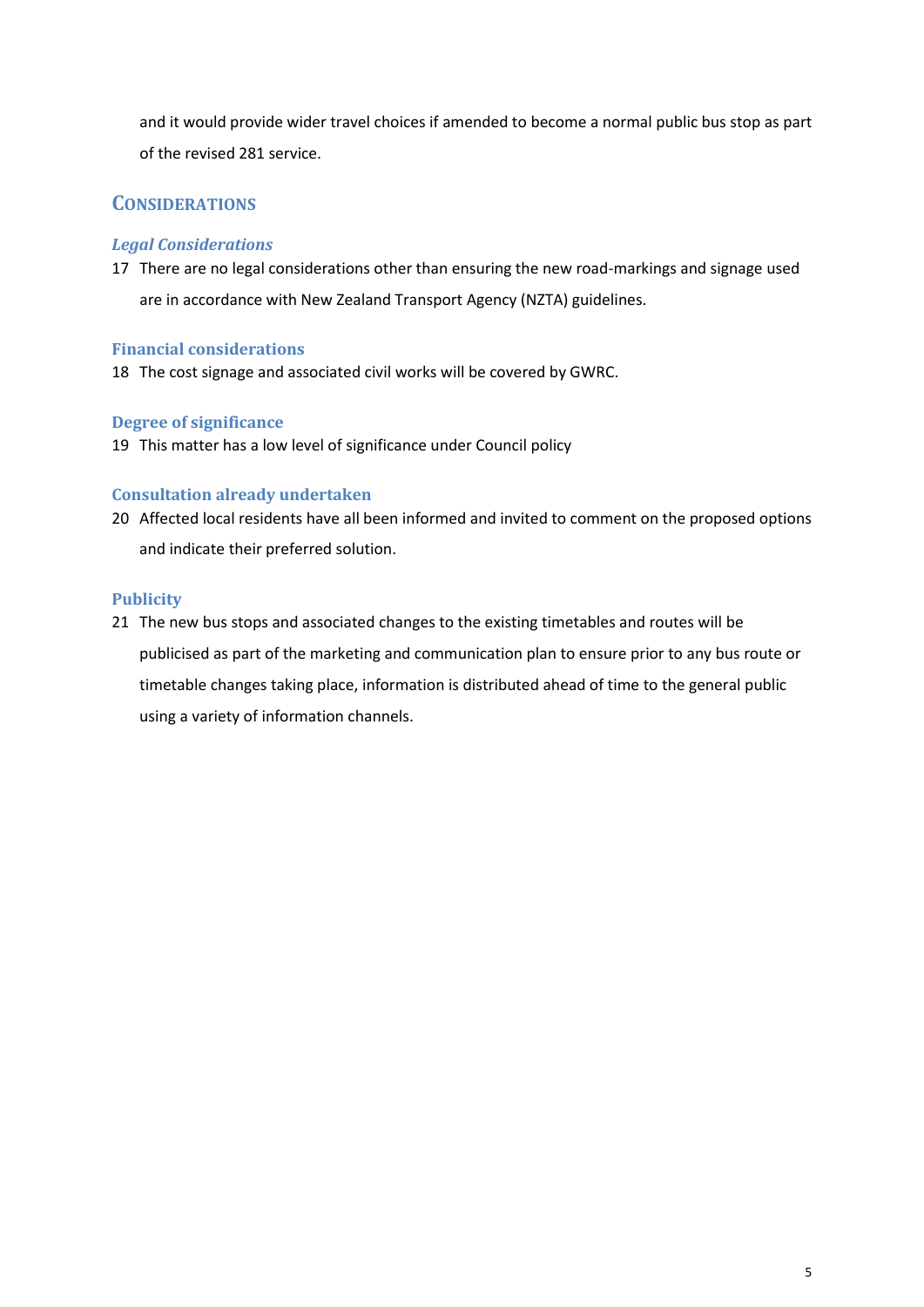and it would provide wider travel choices if amended to become a normal public bus stop as part of the revised 281 service.

## CONSIDERATIONS

### *Legal Considerations*

17 There are no legal considerations other than ensuring the new road-markings and signage used are in accordance with New Zealand Transport Agency (NZTA) guidelines.

### Financial considerations

18 The cost signage and associated civil works will be covered by GWRC.

### Degree of significance

19 This matter has a low level of significance under Council policy

### Consultation already undertaken

20 Affected local residents have all been informed and invited to comment on the proposed options and indicate their preferred solution.

### Publicity

21 The new bus stops and associated changes to the existing timetables and routes will be publicised as part of the marketing and communication plan to ensure prior to any bus route or timetable changes taking place, information is distributed ahead of time to the general public using a variety of information channels.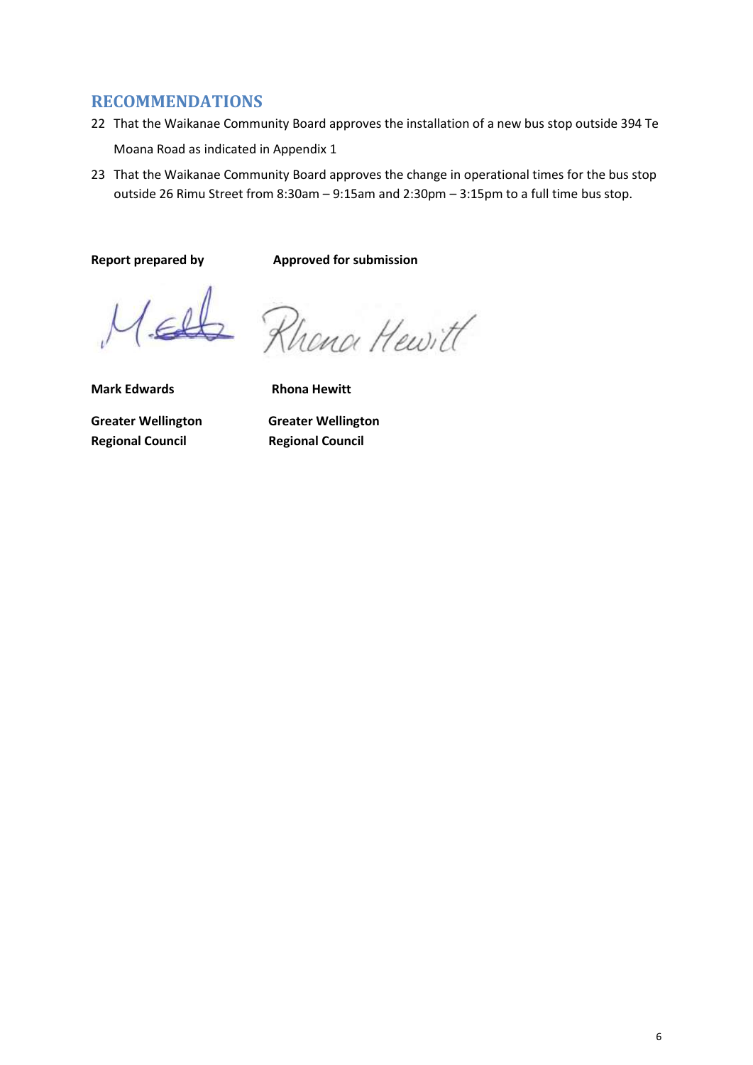## RECOMMENDATIONS

22 That the Waikanae Community Board approves the installation of a new bus stop outside 394 Te Moana Road as indicated in Appendix 1

23 That the Waikanae Community Board approves the change in operational times for the bus stop outside 26 Rimu Street from 8:30am – 9:15am and 2:30pm – 3:15pm to a full time bus stop.

| **Report prepared by** | **Approved for submission** |
|---|---|
| **Mark Edwards** | **Rhona Hewitt** |
| **Greater Wellington Regional Council** | **Greater Wellington Regional Council** |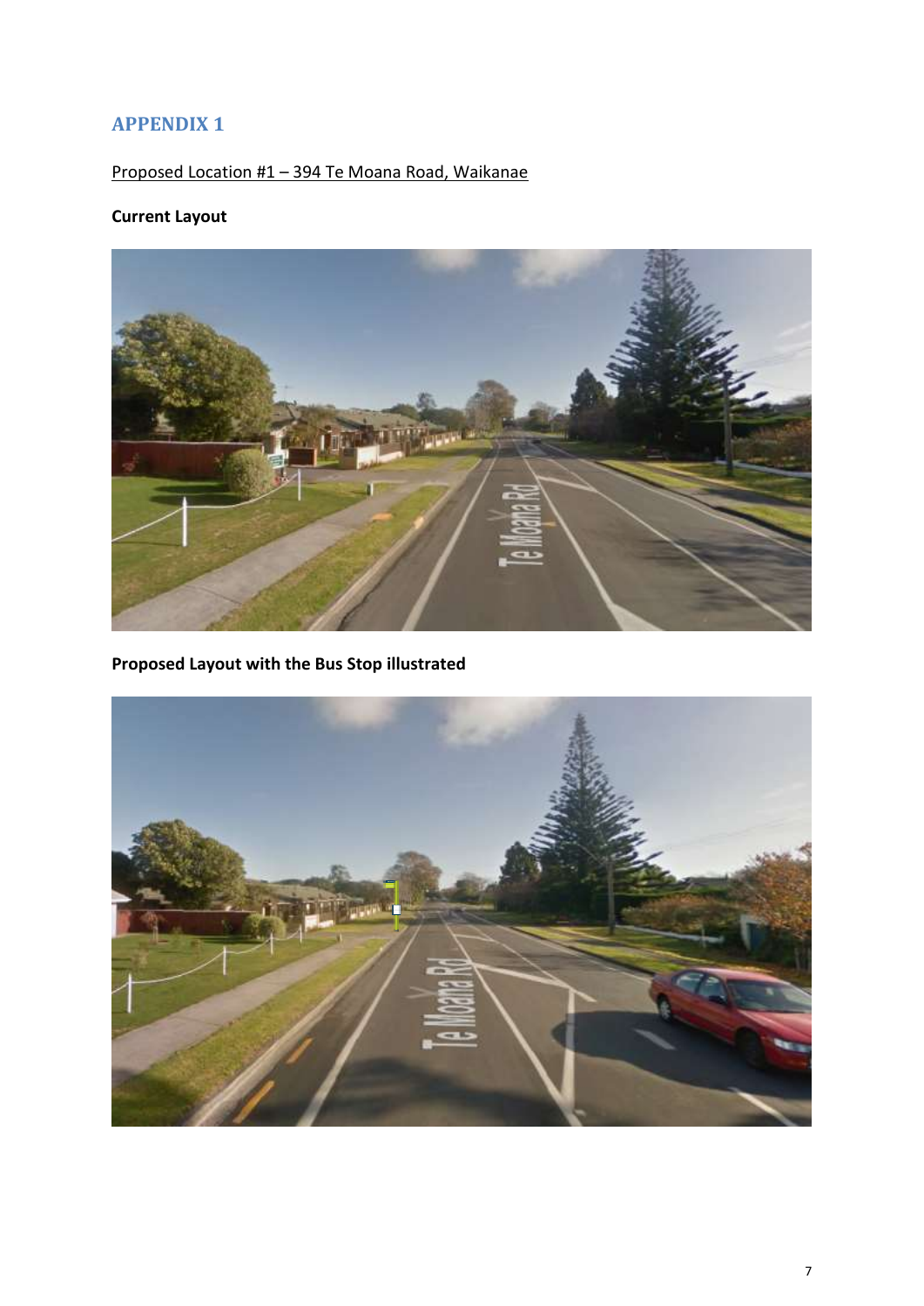# APPENDIX 1

Proposed Location #1 – 394 Te Moana Road, Waikanae

**Current Layout**

**Proposed Layout with the Bus Stop illustrated**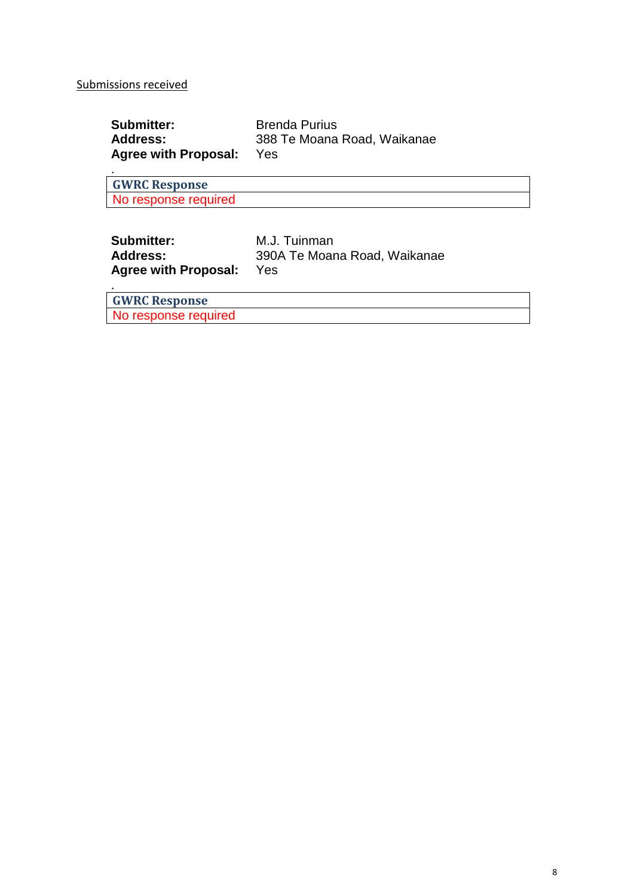Submissions received

| | |
|---|---|
| **Submitter:** | Brenda Purius |
| **Address:** | 388 Te Moana Road, Waikanae |
| **Agree with Proposal:** | Yes |

.

| **GWRC Response** |
|---|
| No response required |

| | |
|---|---|
| **Submitter:** | M.J. Tuinman |
| **Address:** | 390A Te Moana Road, Waikanae |
| **Agree with Proposal:** | Yes |

.

| **GWRC Response** |
|---|
| No response required |